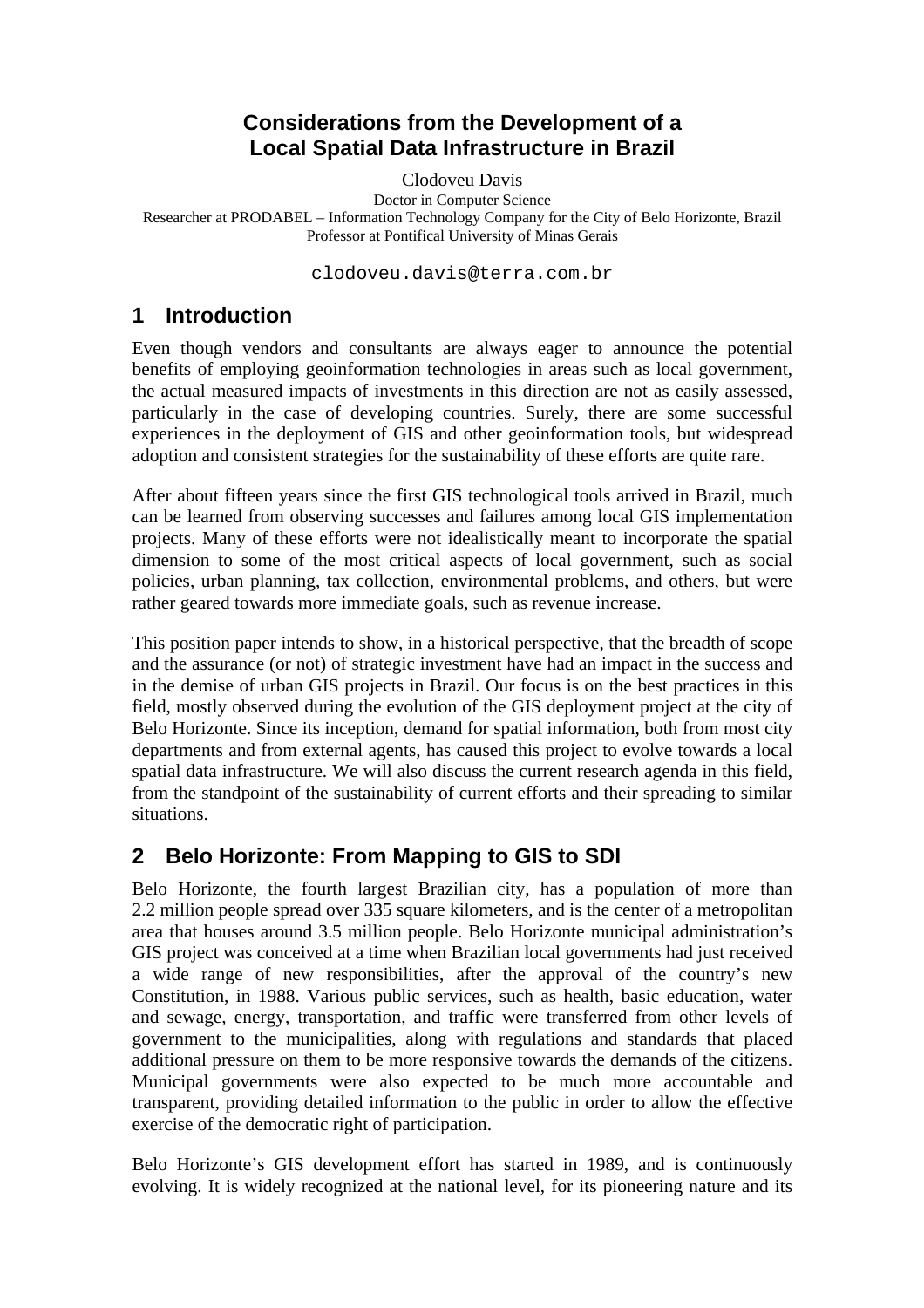# Considerations from the Development of a Local Spatial Data Infrastructure in Brazil

Clodoveu Davis

Doctor in Computer Science

Researcher at PRODABEL – Information Technology Company for the City of Belo Horizonte, Brazil

Professor at Pontifical University of Minas Gerais

clodoveu.davis@terra.com.br

## 1 Introduction

Even though vendors and consultants are always eager to announce the potential benefits of employing geoinformation technologies in areas such as local government, the actual measured impacts of investments in this direction are not as easily assessed, particularly in the case of developing countries. Surely, there are some successful experiences in the deployment of GIS and other geoinformation tools, but widespread adoption and consistent strategies for the sustainability of these efforts are quite rare.

After about fifteen years since the first GIS technological tools arrived in Brazil, much can be learned from observing successes and failures among local GIS implementation projects. Many of these efforts were not idealistically meant to incorporate the spatial dimension to some of the most critical aspects of local government, such as social policies, urban planning, tax collection, environmental problems, and others, but were rather geared towards more immediate goals, such as revenue increase.

This position paper intends to show, in a historical perspective, that the breadth of scope and the assurance (or not) of strategic investment have had an impact in the success and in the demise of urban GIS projects in Brazil. Our focus is on the best practices in this field, mostly observed during the evolution of the GIS deployment project at the city of Belo Horizonte. Since its inception, demand for spatial information, both from most city departments and from external agents, has caused this project to evolve towards a local spatial data infrastructure. We will also discuss the current research agenda in this field, from the standpoint of the sustainability of current efforts and their spreading to similar situations.

## 2 Belo Horizonte: From Mapping to GIS to SDI

Belo Horizonte, the fourth largest Brazilian city, has a population of more than 2.2 million people spread over 335 square kilometers, and is the center of a metropolitan area that houses around 3.5 million people. Belo Horizonte municipal administration's GIS project was conceived at a time when Brazilian local governments had just received a wide range of new responsibilities, after the approval of the country's new Constitution, in 1988. Various public services, such as health, basic education, water and sewage, energy, transportation, and traffic were transferred from other levels of government to the municipalities, along with regulations and standards that placed additional pressure on them to be more responsive towards the demands of the citizens. Municipal governments were also expected to be much more accountable and transparent, providing detailed information to the public in order to allow the effective exercise of the democratic right of participation.

Belo Horizonte's GIS development effort has started in 1989, and is continuously evolving. It is widely recognized at the national level, for its pioneering nature and its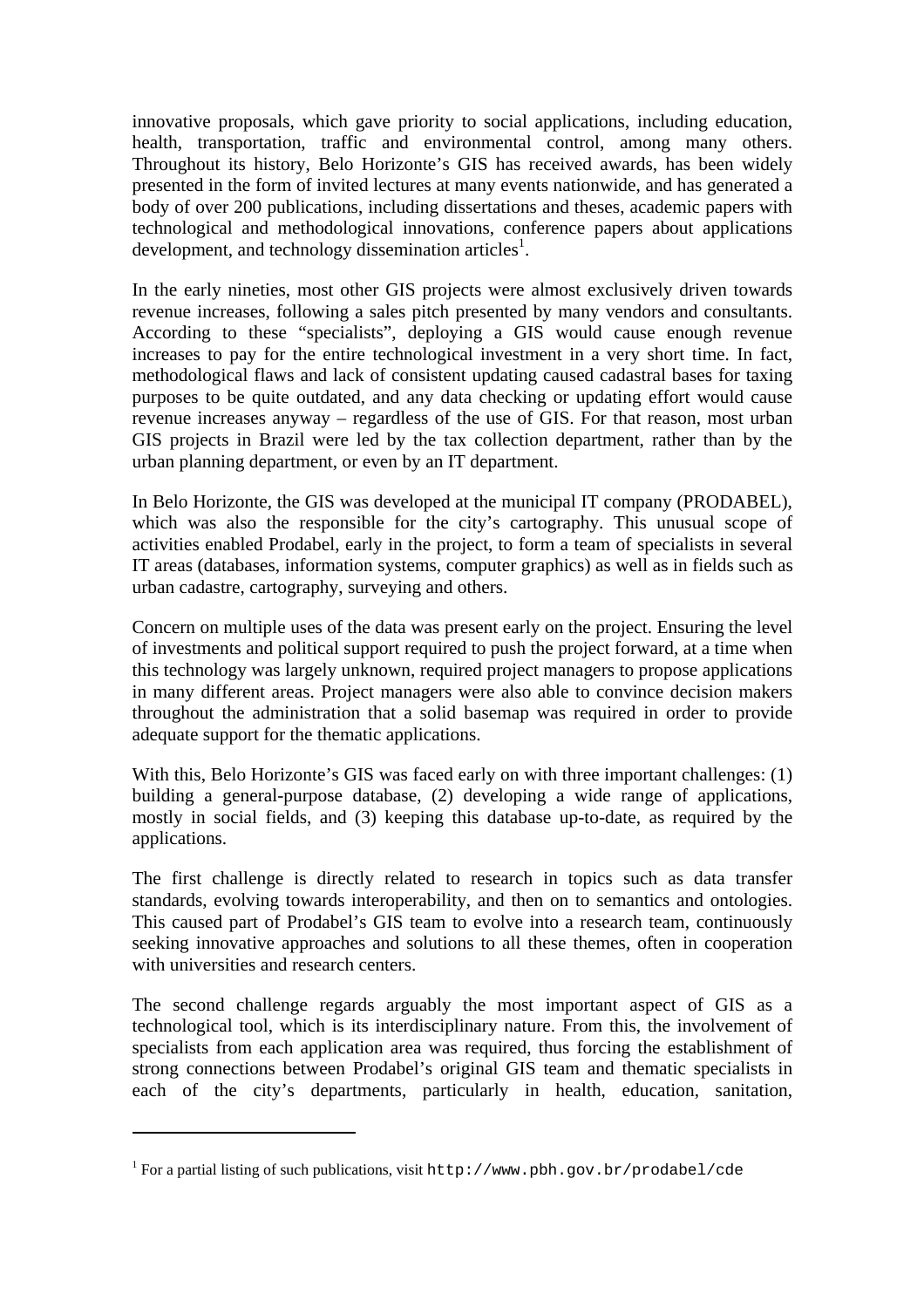innovative proposals, which gave priority to social applications, including education, health, transportation, traffic and environmental control, among many others. Throughout its history, Belo Horizonte's GIS has received awards, has been widely presented in the form of invited lectures at many events nationwide, and has generated a body of over 200 publications, including dissertations and theses, academic papers with technological and methodological innovations, conference papers about applications development, and technology dissemination articles[1].

In the early nineties, most other GIS projects were almost exclusively driven towards revenue increases, following a sales pitch presented by many vendors and consultants. According to these "specialists", deploying a GIS would cause enough revenue increases to pay for the entire technological investment in a very short time. In fact, methodological flaws and lack of consistent updating caused cadastral bases for taxing purposes to be quite outdated, and any data checking or updating effort would cause revenue increases anyway – regardless of the use of GIS. For that reason, most urban GIS projects in Brazil were led by the tax collection department, rather than by the urban planning department, or even by an IT department.

In Belo Horizonte, the GIS was developed at the municipal IT company (PRODABEL), which was also the responsible for the city's cartography. This unusual scope of activities enabled Prodabel, early in the project, to form a team of specialists in several IT areas (databases, information systems, computer graphics) as well as in fields such as urban cadastre, cartography, surveying and others.

Concern on multiple uses of the data was present early on the project. Ensuring the level of investments and political support required to push the project forward, at a time when this technology was largely unknown, required project managers to propose applications in many different areas. Project managers were also able to convince decision makers throughout the administration that a solid basemap was required in order to provide adequate support for the thematic applications.

With this, Belo Horizonte's GIS was faced early on with three important challenges: (1) building a general-purpose database, (2) developing a wide range of applications, mostly in social fields, and (3) keeping this database up-to-date, as required by the applications.

The first challenge is directly related to research in topics such as data transfer standards, evolving towards interoperability, and then on to semantics and ontologies. This caused part of Prodabel's GIS team to evolve into a research team, continuously seeking innovative approaches and solutions to all these themes, often in cooperation with universities and research centers.

The second challenge regards arguably the most important aspect of GIS as a technological tool, which is its interdisciplinary nature. From this, the involvement of specialists from each application area was required, thus forcing the establishment of strong connections between Prodabel's original GIS team and thematic specialists in each of the city's departments, particularly in health, education, sanitation,

---

[1] For a partial listing of such publications, visit `http://www.pbh.gov.br/prodabel/cde`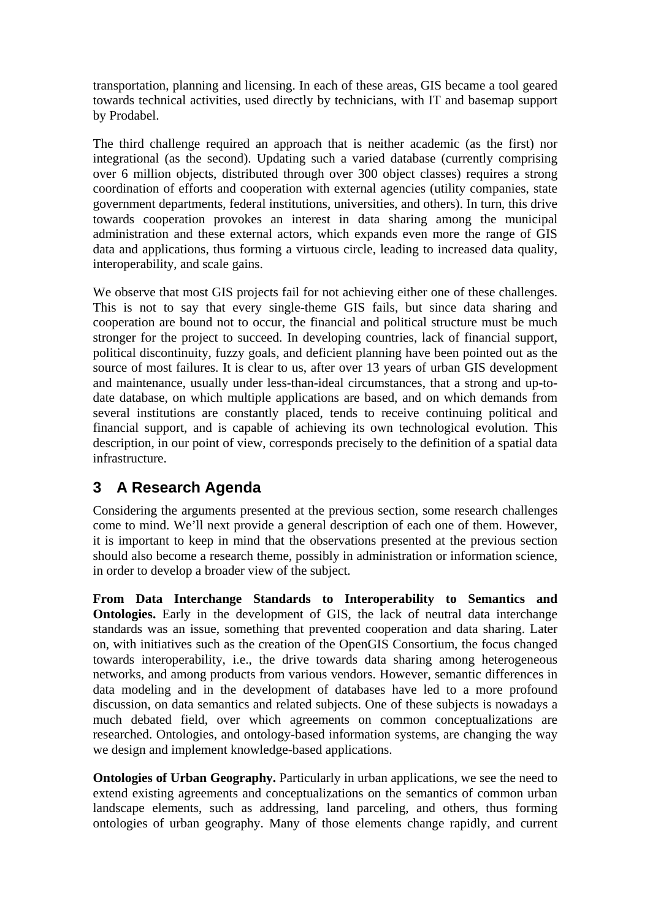transportation, planning and licensing. In each of these areas, GIS became a tool geared towards technical activities, used directly by technicians, with IT and basemap support by Prodabel.

The third challenge required an approach that is neither academic (as the first) nor integrational (as the second). Updating such a varied database (currently comprising over 6 million objects, distributed through over 300 object classes) requires a strong coordination of efforts and cooperation with external agencies (utility companies, state government departments, federal institutions, universities, and others). In turn, this drive towards cooperation provokes an interest in data sharing among the municipal administration and these external actors, which expands even more the range of GIS data and applications, thus forming a virtuous circle, leading to increased data quality, interoperability, and scale gains.

We observe that most GIS projects fail for not achieving either one of these challenges. This is not to say that every single-theme GIS fails, but since data sharing and cooperation are bound not to occur, the financial and political structure must be much stronger for the project to succeed. In developing countries, lack of financial support, political discontinuity, fuzzy goals, and deficient planning have been pointed out as the source of most failures. It is clear to us, after over 13 years of urban GIS development and maintenance, usually under less-than-ideal circumstances, that a strong and up-to-date database, on which multiple applications are based, and on which demands from several institutions are constantly placed, tends to receive continuing political and financial support, and is capable of achieving its own technological evolution. This description, in our point of view, corresponds precisely to the definition of a spatial data infrastructure.

## 3 A Research Agenda

Considering the arguments presented at the previous section, some research challenges come to mind. We'll next provide a general description of each one of them. However, it is important to keep in mind that the observations presented at the previous section should also become a research theme, possibly in administration or information science, in order to develop a broader view of the subject.

**From Data Interchange Standards to Interoperability to Semantics and Ontologies.** Early in the development of GIS, the lack of neutral data interchange standards was an issue, something that prevented cooperation and data sharing. Later on, with initiatives such as the creation of the OpenGIS Consortium, the focus changed towards interoperability, i.e., the drive towards data sharing among heterogeneous networks, and among products from various vendors. However, semantic differences in data modeling and in the development of databases have led to a more profound discussion, on data semantics and related subjects. One of these subjects is nowadays a much debated field, over which agreements on common conceptualizations are researched. Ontologies, and ontology-based information systems, are changing the way we design and implement knowledge-based applications.

**Ontologies of Urban Geography.** Particularly in urban applications, we see the need to extend existing agreements and conceptualizations on the semantics of common urban landscape elements, such as addressing, land parceling, and others, thus forming ontologies of urban geography. Many of those elements change rapidly, and current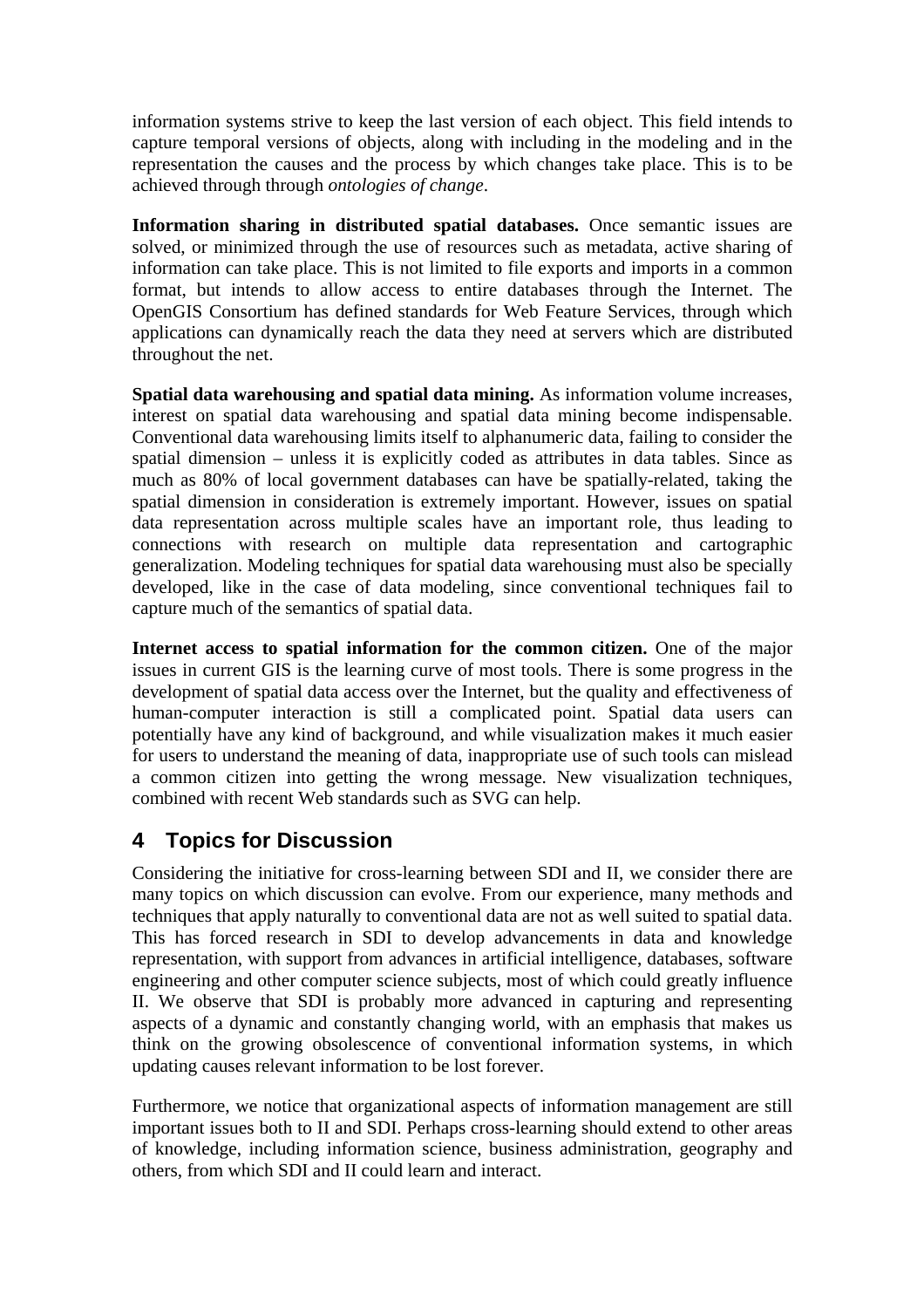information systems strive to keep the last version of each object. This field intends to capture temporal versions of objects, along with including in the modeling and in the representation the causes and the process by which changes take place. This is to be achieved through through *ontologies of change*.

**Information sharing in distributed spatial databases.** Once semantic issues are solved, or minimized through the use of resources such as metadata, active sharing of information can take place. This is not limited to file exports and imports in a common format, but intends to allow access to entire databases through the Internet. The OpenGIS Consortium has defined standards for Web Feature Services, through which applications can dynamically reach the data they need at servers which are distributed throughout the net.

**Spatial data warehousing and spatial data mining.** As information volume increases, interest on spatial data warehousing and spatial data mining become indispensable. Conventional data warehousing limits itself to alphanumeric data, failing to consider the spatial dimension – unless it is explicitly coded as attributes in data tables. Since as much as 80% of local government databases can have be spatially-related, taking the spatial dimension in consideration is extremely important. However, issues on spatial data representation across multiple scales have an important role, thus leading to connections with research on multiple data representation and cartographic generalization. Modeling techniques for spatial data warehousing must also be specially developed, like in the case of data modeling, since conventional techniques fail to capture much of the semantics of spatial data.

**Internet access to spatial information for the common citizen.** One of the major issues in current GIS is the learning curve of most tools. There is some progress in the development of spatial data access over the Internet, but the quality and effectiveness of human-computer interaction is still a complicated point. Spatial data users can potentially have any kind of background, and while visualization makes it much easier for users to understand the meaning of data, inappropriate use of such tools can mislead a common citizen into getting the wrong message. New visualization techniques, combined with recent Web standards such as SVG can help.

## 4 Topics for Discussion

Considering the initiative for cross-learning between SDI and II, we consider there are many topics on which discussion can evolve. From our experience, many methods and techniques that apply naturally to conventional data are not as well suited to spatial data. This has forced research in SDI to develop advancements in data and knowledge representation, with support from advances in artificial intelligence, databases, software engineering and other computer science subjects, most of which could greatly influence II. We observe that SDI is probably more advanced in capturing and representing aspects of a dynamic and constantly changing world, with an emphasis that makes us think on the growing obsolescence of conventional information systems, in which updating causes relevant information to be lost forever.

Furthermore, we notice that organizational aspects of information management are still important issues both to II and SDI. Perhaps cross-learning should extend to other areas of knowledge, including information science, business administration, geography and others, from which SDI and II could learn and interact.